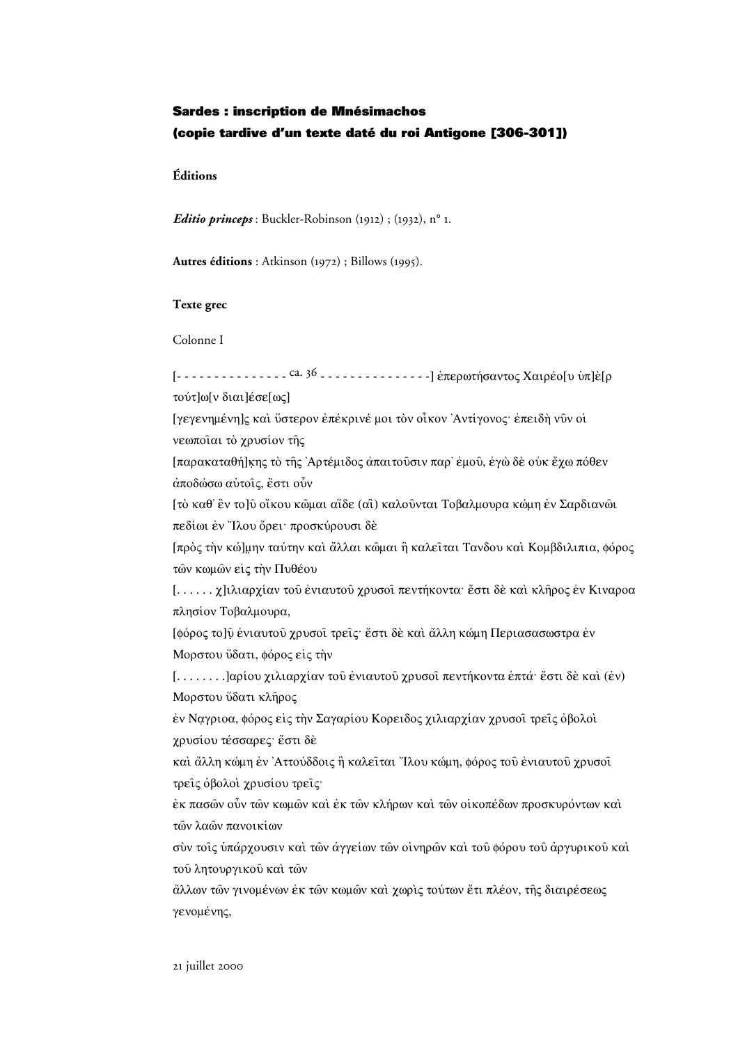## Sardes : inscription de Mnésimachos
## (copie tardive d'un texte daté du roi Antigone [306-301])

### Éditions

***Editio princeps*** : Buckler-Robinson (1912) ; (1932), n° 1.

**Autres éditions** : Atkinson (1972) ; Billows (1995).

### Texte grec

Colonne I

[- - - - - - - - - - - - - - ca. 36 - - - - - - - - - - - - - -] ἐπερωτήσαντος Χαιρέο[υ ὑπ]ὲ[ρ τούτ]ω[ν διαι]έσε[ως]
[γεγενημένη]ς καὶ ὕστερον ἐπέκρινέ μοι τὸν οἶκον Ἀντίγονος· ἐπειδὴ νῦν οἱ νεωποῖαι τὸ χρυσίον τῆς
[παρακαταθή]κης τὸ τῆς Ἀρτέμιδος ἀπαιτοῦσιν παρ' ἐμοῦ, ἐγὼ δὲ οὐκ ἔχω πόθεν ἀποδώσω αὐτοῖς, ἔστι οὖν
[τὸ καθ' ἓν το]ῦ οἴκου κῶμαι αἵδε (αἳ) καλοῦνται Τοβαλμουρα κώμη ἐν Σαρδιανῶι πεδίωι ἐν Ἴλου ὄρει· προσκύρουσι δὲ
[πρὸς τὴν κώ]μην ταύτην καὶ ἄλλαι κῶμαι ἣ καλεῖται Τανδου καὶ Κομβδιλιπια, φόρος τῶν κωμῶν εἰς τὴν Πυθέου
[. . . . . . χ]ιλιαρχίαν τοῦ ἐνιαυτοῦ χρυσοῖ πεντήκοντα· ἔστι δὲ καὶ κλῆρος ἐν Κιναροα πλησίον Τοβαλμουρα,
[φόρος το]ῦ ἐνιαυτοῦ χρυσοῖ τρεῖς· ἔστι δὲ καὶ ἄλλη κώμη Περιασασωστρα ἐν Μορστου ὕδατι, φόρος εἰς τὴν
[. . . . . . . .]αρίου χιλιαρχίαν τοῦ ἐνιαυτοῦ χρυσοῖ πεντήκοντα ἑπτά· ἔστι δὲ καὶ (ἐν) Μορστου ὕδατι κλῆρος
ἐν Ναγριοα, φόρος εἰς τὴν Σαγαρίου Κορειδος χιλιαρχίαν χρυσοῖ τρεῖς ὀβολοὶ χρυσίου τέσσαρες· ἔστι δὲ
καὶ ἄλλη κώμη ἐν Ἀττούδδοις ἣ καλεῖται Ἴλου κώμη, φόρος τοῦ ἐνιαυτοῦ χρυσοῖ τρεῖς ὀβολοὶ χρυσίου τρεῖς·
ἐκ πασῶν οὖν τῶν κωμῶν καὶ ἐκ τῶν κλήρων καὶ τῶν οἰκοπέδων προσκυρόντων καὶ τῶν λαῶν πανοικίων
σὺν τοῖς ὑπάρχουσιν καὶ τῶν ἀγγείων τῶν οἰνηρῶν καὶ τοῦ φόρου τοῦ ἀργυρικοῦ καὶ τοῦ λητουργικοῦ καὶ τῶν
ἄλλων τῶν γινομένων ἐκ τῶν κωμῶν καὶ χωρὶς τούτων ἔτι πλέον, τῆς διαιρέσεως γενομένης,

21 juillet 2000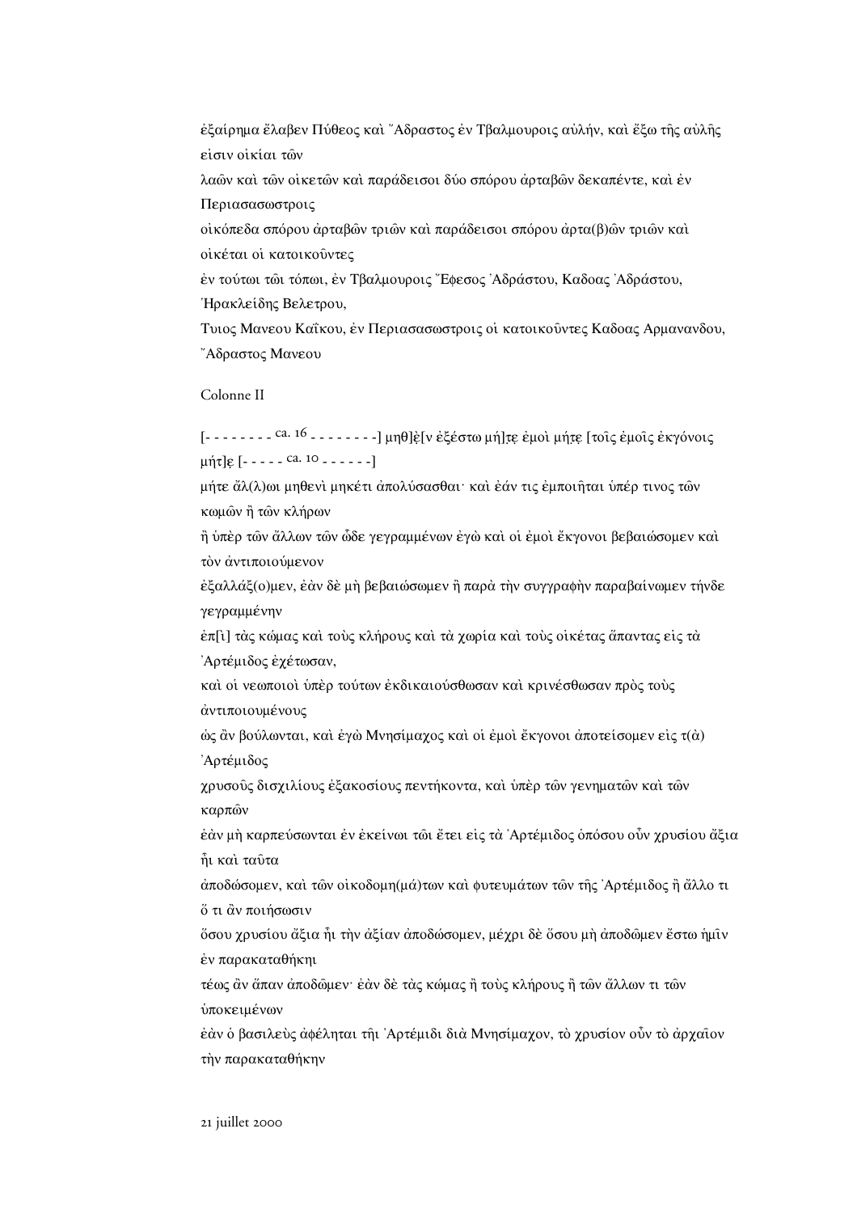ἐξαίρημα ἔλαβεν Πύθεος καὶ Ἄδραστος ἐν Τβαλμουροις αὐλήν, καὶ ἔξω τῆς αὐλῆς εἰσιν οἰκίαι τῶν

λαῶν καὶ τῶν οἰκετῶν καὶ παράδεισοι δύο σπόρου ἀρταβῶν δεκαπέντε, καὶ ἐν Περιασασωστροις

οἰκόπεδα σπόρου ἀρταβῶν τριῶν καὶ παράδεισοι σπόρου ἀρτα(β)ῶν τριῶν καὶ οἰκέται οἱ κατοικοῦντες

ἐν τούτωι τῶι τόπωι, ἐν Τβαλμουροις Ἔφεσος Ἀδράστου, Καδοας Ἀδράστου, Ἡρακλείδης Βελετρου,

Τυιος Μανεου Καΐκου, ἐν Περιασασωστροις οἱ κατοικοῦντες Καδοας Αρμανανδου, Ἄδραστος Μανεου

Colonne II

[- - - - - - - - ca. 16 - - - - - - - -] μηθ]ὲ[ν ἐξέστω μή]τ̣ε̣ ἐμοὶ μήτ̣ε̣ [τοῖς ἐμοῖς ἐκγόνοις μήτ]ε̣ [- - - - - ca. 10 - - - - - -]

μήτε ἄλ(λ)ωι μηθενὶ μηκέτι ἀπολύσασθαι· καὶ ἐάν τις ἐμποιῆται ὑπέρ τινος τῶν κωμῶν ἢ τῶν κλήρων

ἢ ὑπὲρ τῶν ἄλλων τῶν ὧδε γεγραμμένων ἐγὼ καὶ οἱ ἐμοὶ ἔκγονοι βεβαιώσομεν καὶ τὸν ἀντιποιούμενον

ἐξαλλάξ(ο)μεν, ἐὰν δὲ μὴ βεβαιώσωμεν ἢ παρὰ τὴν συγγραφὴν παραβαίνωμεν τήνδε γεγραμμένην

ἐπ[ὶ] τὰς κώμας καὶ τοὺς κλήρους καὶ τὰ χωρία καὶ τοὺς οἰκέτας ἅπαντας εἰς τὰ Ἀρτέμιδος ἐχέτωσαν,

καὶ οἱ νεωποιοὶ ὑπὲρ τούτων ἐκδικαιούσθωσαν καὶ κρινέσθωσαν πρὸς τοὺς ἀντιποιουμένους

ὡς ἂν βούλωνται, καὶ ἐγὼ Μνησίμαχος καὶ οἱ ἐμοὶ ἔκγονοι ἀποτείσομεν εἰς τ(ὰ) Ἀρτέμιδος

χρυσοῦς δισχιλίους ἑξακοσίους πεντήκοντα, καὶ ὑπὲρ τῶν γενηματῶν καὶ τῶν καρπῶν

ἐὰν μὴ καρπεύσωνται ἐν ἐκείνωι τῶι ἔτει εἰς τὰ Ἀρτέμιδος ὁπόσου οὖν χρυσίου ἄξια ἦι καὶ ταῦτα

ἀποδώσομεν, καὶ τῶν οἰκοδομη(μά)των καὶ φυτευμάτων τῶν τῆς Ἀρτέμιδος ἢ ἄλλο τι ὅ τι ἂν ποιήσωσιν

ὅσου χρυσίου ἄξια ἦι τὴν ἀξίαν ἀποδώσομεν, μέχρι δὲ ὅσου μὴ ἀποδῶμεν ἔστω ἡμῖν ἐν παρακαταθήκηι

τέως ἂν ἅπαν ἀποδῶμεν· ἐὰν δὲ τὰς κώμας ἢ τοὺς κλήρους ἢ τῶν ἄλλων τι τῶν ὑποκειμένων

ἐὰν ὁ βασιλεὺς ἀφέληται τῆι Ἀρτέμιδι διὰ Μνησίμαχον, τὸ χρυσίον οὖν τὸ ἀρχαῖον τὴν παρακαταθήκην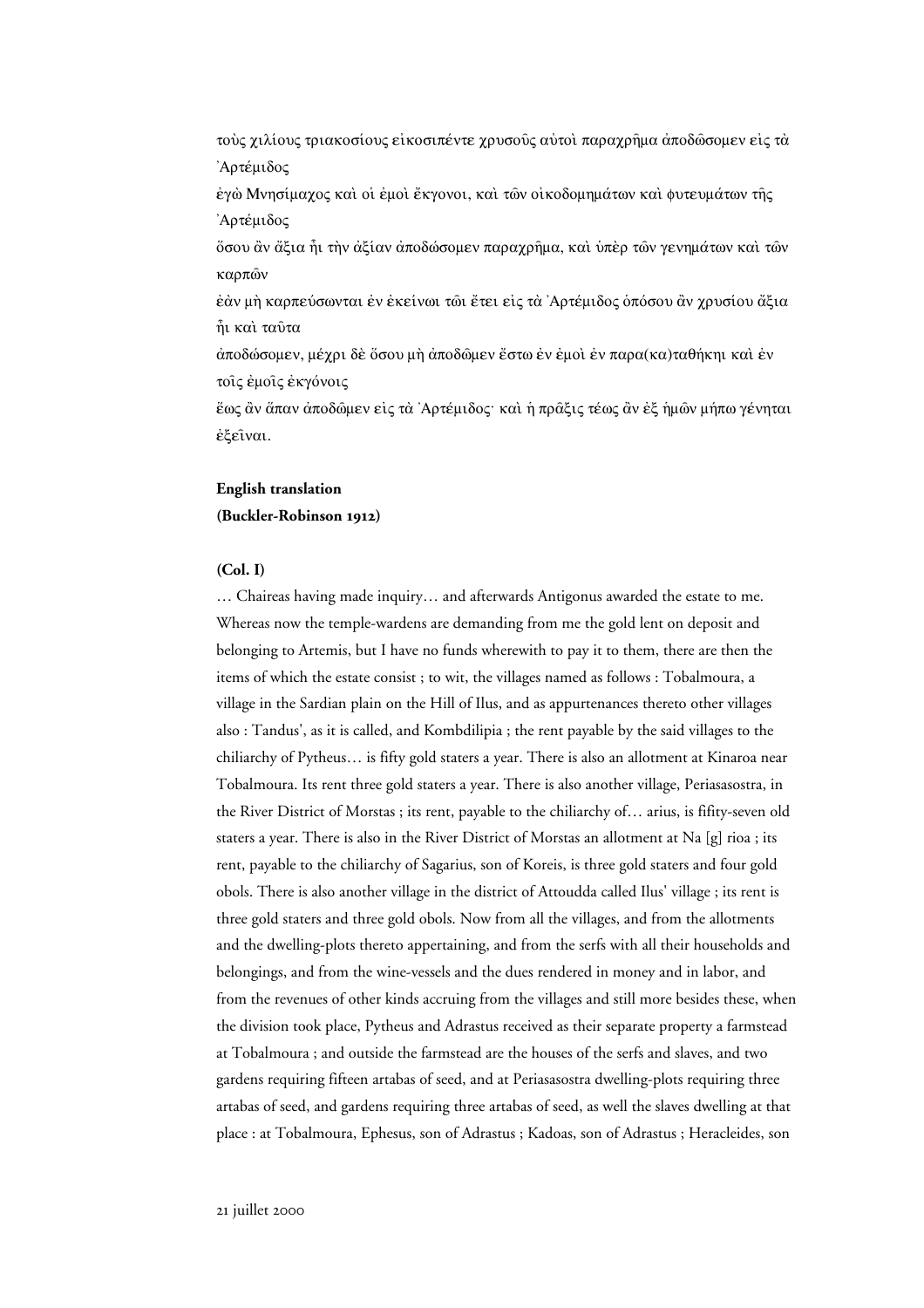τοὺς χιλίους τριακοσίους εἰκοσιπέντε χρυσοῦς αὐτοὶ παραχρῆμα ἀποδῶσομεν εἰς τὰ Ἀρτέμιδος

ἐγὼ Μνησίμαχος καὶ οἱ ἐμοὶ ἔκγονοι, καὶ τῶν οἰκοδομημάτων καὶ φυτευμάτων τῆς Ἀρτέμιδος

ὅσου ἂν ἄξια ἦι τὴν ἀξίαν ἀποδώσομεν παραχρῆμα, καὶ ὑπὲρ τῶν γενημάτων καὶ τῶν καρπῶν

ἐὰν μὴ καρπεύσωνται ἐν ἐκείνωι τῶι ἔτει εἰς τὰ Ἀρτέμιδος ὁπόσου ἂν χρυσίου ἄξια ἦι καὶ ταῦτα

ἀποδώσομεν, μέχρι δὲ ὅσου μὴ ἀποδῶμεν ἔστω ἐν ἐμοὶ ἐν παρα(κα)ταθήκηι καὶ ἐν τοῖς ἐμοῖς ἐκγόνοις

ἕως ἂν ἅπαν ἀποδῶμεν εἰς τὰ Ἀρτέμιδος· καὶ ἡ πρᾶξις τέως ἂν ἐξ ἡμῶν μήπω γένηται ἐξεῖναι.

**English translation**
**(Buckler-Robinson 1912)**

**(Col. I)**

… Chaireas having made inquiry… and afterwards Antigonus awarded the estate to me. Whereas now the temple-wardens are demanding from me the gold lent on deposit and belonging to Artemis, but I have no funds wherewith to pay it to them, there are then the items of which the estate consist ; to wit, the villages named as follows : Tobalmoura, a village in the Sardian plain on the Hill of Ilus, and as appurtenances thereto other villages also : Tandus', as it is called, and Kombdilipia ; the rent payable by the said villages to the chiliarchy of Pytheus… is fifty gold staters a year. There is also an allotment at Kinaroa near Tobalmoura. Its rent three gold staters a year. There is also another village, Periasasostra, in the River District of Morstas ; its rent, payable to the chiliarchy of… arius, is fifity-seven old staters a year. There is also in the River District of Morstas an allotment at Na [g] rioa ; its rent, payable to the chiliarchy of Sagarius, son of Koreis, is three gold staters and four gold obols. There is also another village in the district of Attoudda called Ilus' village ; its rent is three gold staters and three gold obols. Now from all the villages, and from the allotments and the dwelling-plots thereto appertaining, and from the serfs with all their households and belongings, and from the wine-vessels and the dues rendered in money and in labor, and from the revenues of other kinds accruing from the villages and still more besides these, when the division took place, Pytheus and Adrastus received as their separate property a farmstead at Tobalmoura ; and outside the farmstead are the houses of the serfs and slaves, and two gardens requiring fifteen artabas of seed, and at Periasasostra dwelling-plots requiring three artabas of seed, and gardens requiring three artabas of seed, as well the slaves dwelling at that place : at Tobalmoura, Ephesus, son of Adrastus ; Kadoas, son of Adrastus ; Heracleides, son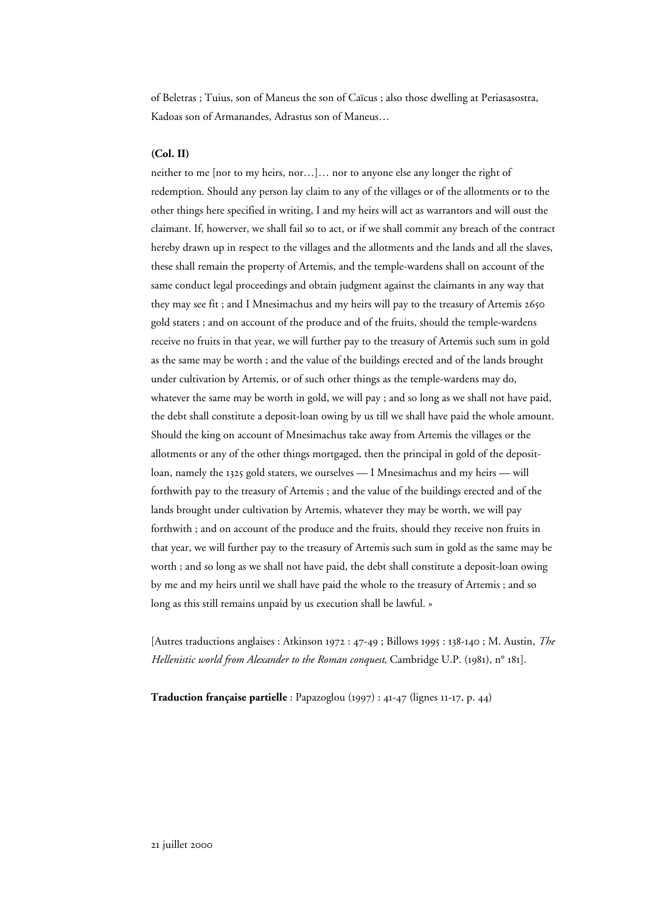of Beletras ; Tuius, son of Maneus the son of Caïcus ; also those dwelling at Periasasostra, Kadoas son of Armanandes, Adrastus son of Maneus…

**(Col. II)**

neither to me [nor to my heirs, nor…]… nor to anyone else any longer the right of redemption. Should any person lay claim to any of the villages or of the allotments or to the other things here specified in writing, I and my heirs will act as warrantors and will oust the claimant. If, howerver, we shall fail so to act, or if we shall commit any breach of the contract hereby drawn up in respect to the villages and the allotments and the lands and all the slaves, these shall remain the property of Artemis, and the temple-wardens shall on account of the same conduct legal proceedings and obtain judgment against the claimants in any way that they may see fit ; and I Mnesimachus and my heirs will pay to the treasury of Artemis 2650 gold staters ; and on account of the produce and of the fruits, should the temple-wardens receive no fruits in that year, we will further pay to the treasury of Artemis such sum in gold as the same may be worth ; and the value of the buildings erected and of the lands brought under cultivation by Artemis, or of such other things as the temple-wardens may do, whatever the same may be worth in gold, we will pay ; and so long as we shall not have paid, the debt shall constitute a deposit-loan owing by us till we shall have paid the whole amount. Should the king on account of Mnesimachus take away from Artemis the villages or the allotments or any of the other things mortgaged, then the principal in gold of the deposit-loan, namely the 1325 gold staters, we ourselves — I Mnesimachus and my heirs — will forthwith pay to the treasury of Artemis ; and the value of the buildings erected and of the lands brought under cultivation by Artemis, whatever they may be worth, we will pay forthwith ; and on account of the produce and the fruits, should they receive non fruits in that year, we will further pay to the treasury of Artemis such sum in gold as the same may be worth ; and so long as we shall not have paid, the debt shall constitute a deposit-loan owing by me and my heirs until we shall have paid the whole to the treasury of Artemis ; and so long as this still remains unpaid by us execution shall be lawful. »

[Autres traductions anglaises : Atkinson 1972 : 47-49 ; Billows 1995 : 138-140 ; M. Austin, *The Hellenistic world from Alexander to the Roman conquest*, Cambridge U.P. (1981), n° 181].

**Traduction française partielle** : Papazoglou (1997) : 41-47 (lignes 11-17, p. 44)

21 juillet 2000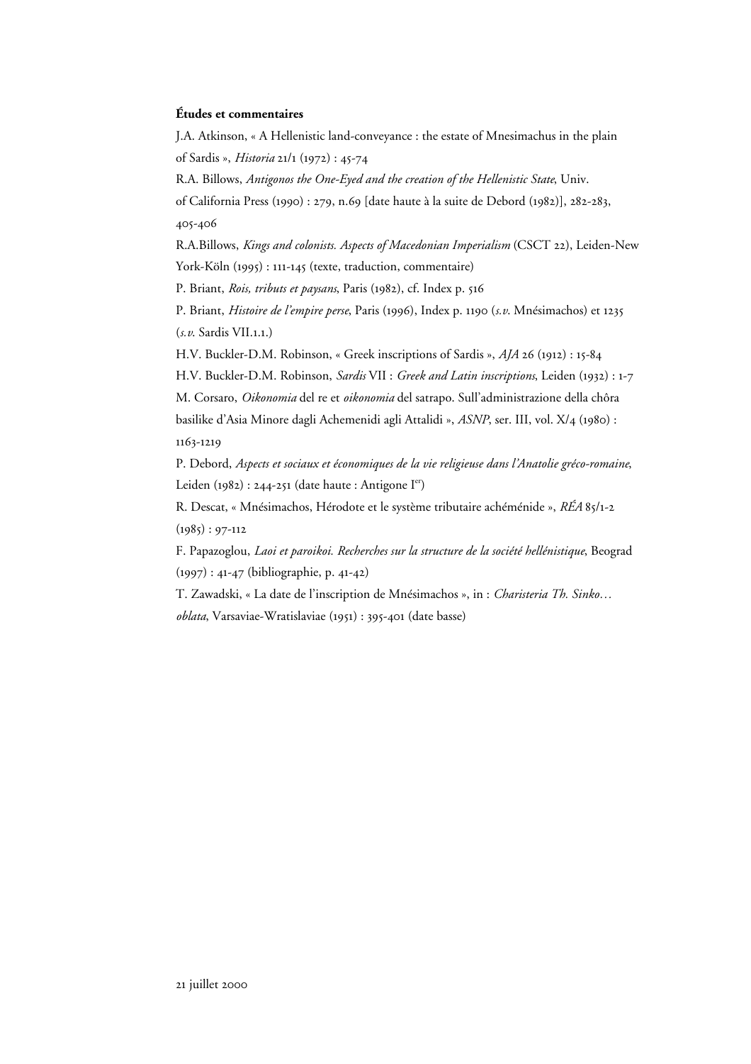**Études et commentaires**

J.A. Atkinson, « A Hellenistic land-conveyance : the estate of Mnesimachus in the plain of Sardis », *Historia* 21/1 (1972) : 45-74

R.A. Billows, *Antigonos the One-Eyed and the creation of the Hellenistic State*, Univ. of California Press (1990) : 279, n.69 [date haute à la suite de Debord (1982)], 282-283, 405-406

R.A.Billows, *Kings and colonists. Aspects of Macedonian Imperialism* (CSCT 22), Leiden-New York-Köln (1995) : 111-145 (texte, traduction, commentaire)

P. Briant, *Rois, tributs et paysans*, Paris (1982), cf. Index p. 516

P. Briant, *Histoire de l'empire perse*, Paris (1996), Index p. 1190 (*s.v.* Mnésimachos) et 1235 (*s.v.* Sardis VII.1.1.)

H.V. Buckler-D.M. Robinson, « Greek inscriptions of Sardis », *AJA* 26 (1912) : 15-84

H.V. Buckler-D.M. Robinson, *Sardis* VII : *Greek and Latin inscriptions*, Leiden (1932) : 1-7

M. Corsaro, *Oikonomia* del re et *oikonomia* del satrapo. Sull'administrazione della chôra basilike d'Asia Minore dagli Achemenidi agli Attalidi », *ASNP*, ser. III, vol. X/4 (1980) : 1163-1219

P. Debord, *Aspects et sociaux et économiques de la vie religieuse dans l'Anatolie gréco-romaine*, Leiden (1982) : 244-251 (date haute : Antigone I^er^)

R. Descat, « Mnésimachos, Hérodote et le système tributaire achéménide », *RÉA* 85/1-2 (1985) : 97-112

F. Papazoglou, *Laoi et paroikoi. Recherches sur la structure de la société hellénistique*, Beograd (1997) : 41-47 (bibliographie, p. 41-42)

T. Zawadski, « La date de l'inscription de Mnésimachos », in : *Charisteria Th. Sinko… oblata*, Varsaviae-Wratislaviae (1951) : 395-401 (date basse)

21 juillet 2000